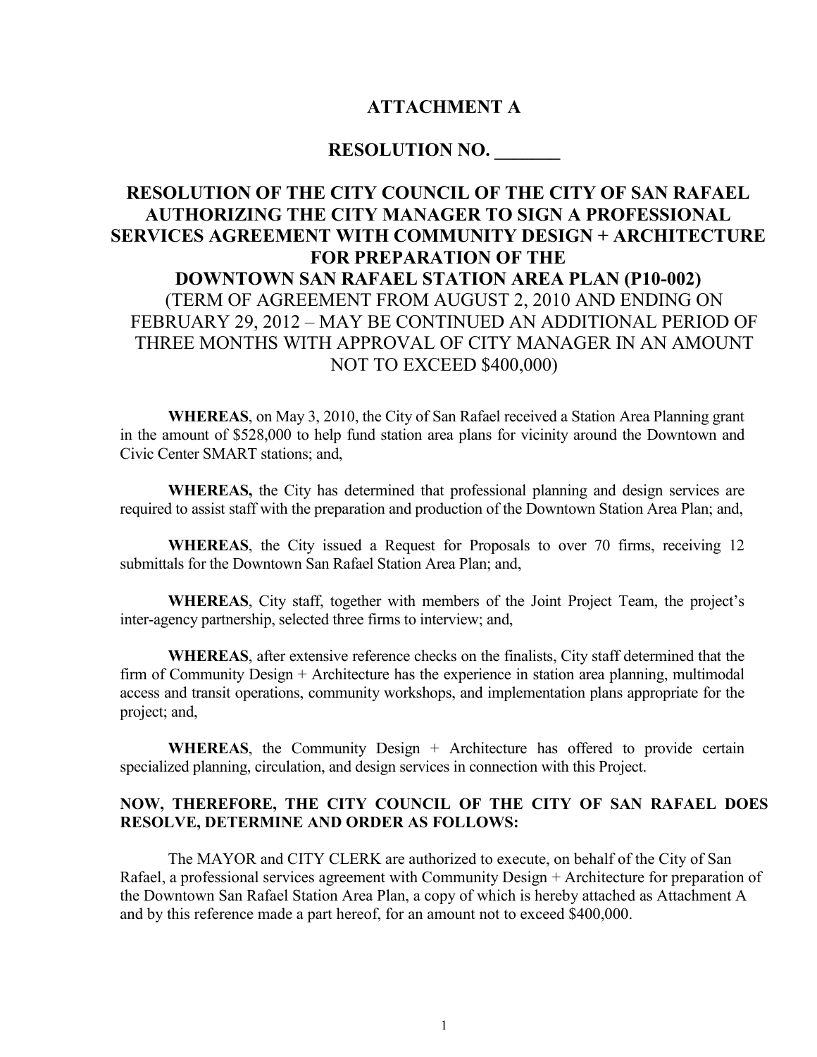# ATTACHMENT A

## RESOLUTION NO. _______

## RESOLUTION OF THE CITY COUNCIL OF THE CITY OF SAN RAFAEL AUTHORIZING THE CITY MANAGER TO SIGN A PROFESSIONAL SERVICES AGREEMENT WITH COMMUNITY DESIGN + ARCHITECTURE FOR PREPARATION OF THE DOWNTOWN SAN RAFAEL STATION AREA PLAN (P10-002)

(TERM OF AGREEMENT FROM AUGUST 2, 2010 AND ENDING ON FEBRUARY 29, 2012 – MAY BE CONTINUED AN ADDITIONAL PERIOD OF THREE MONTHS WITH APPROVAL OF CITY MANAGER IN AN AMOUNT NOT TO EXCEED $400,000)

**WHEREAS**, on May 3, 2010, the City of San Rafael received a Station Area Planning grant in the amount of $528,000 to help fund station area plans for vicinity around the Downtown and Civic Center SMART stations; and,

**WHEREAS,** the City has determined that professional planning and design services are required to assist staff with the preparation and production of the Downtown Station Area Plan; and,

**WHEREAS**, the City issued a Request for Proposals to over 70 firms, receiving 12 submittals for the Downtown San Rafael Station Area Plan; and,

**WHEREAS**, City staff, together with members of the Joint Project Team, the project's inter-agency partnership, selected three firms to interview; and,

**WHEREAS**, after extensive reference checks on the finalists, City staff determined that the firm of Community Design + Architecture has the experience in station area planning, multimodal access and transit operations, community workshops, and implementation plans appropriate for the project; and,

**WHEREAS**, the Community Design + Architecture has offered to provide certain specialized planning, circulation, and design services in connection with this Project.

**NOW, THEREFORE, THE CITY COUNCIL OF THE CITY OF SAN RAFAEL DOES RESOLVE, DETERMINE AND ORDER AS FOLLOWS:**

The MAYOR and CITY CLERK are authorized to execute, on behalf of the City of San Rafael, a professional services agreement with Community Design + Architecture for preparation of the Downtown San Rafael Station Area Plan, a copy of which is hereby attached as Attachment A and by this reference made a part hereof, for an amount not to exceed $400,000.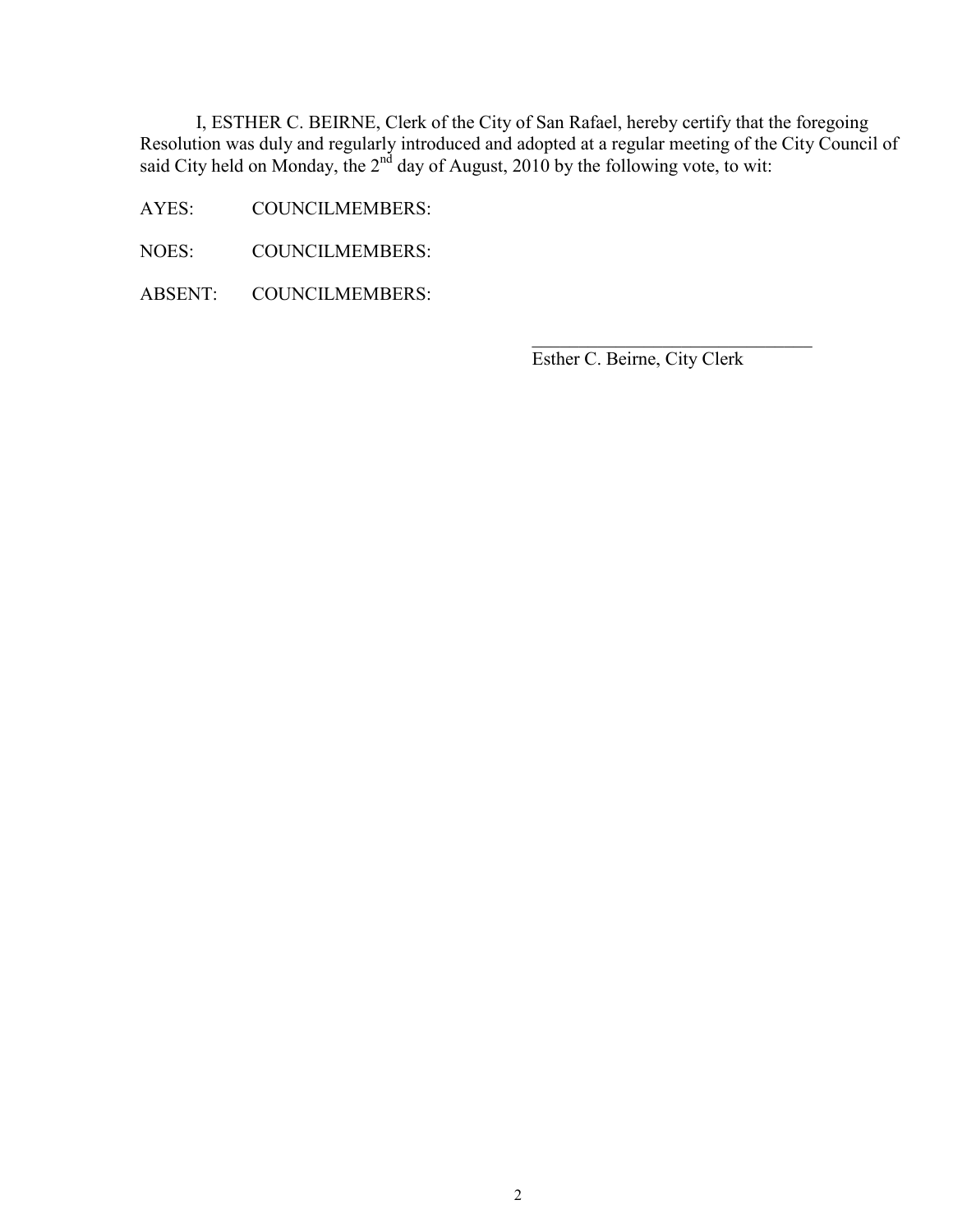I, ESTHER C. BEIRNE, Clerk of the City of San Rafael, hereby certify that the foregoing Resolution was duly and regularly introduced and adopted at a regular meeting of the City Council of said City held on Monday, the 2nd day of August, 2010 by the following vote, to wit:

AYES: COUNCILMEMBERS:

NOES: COUNCILMEMBERS:

ABSENT: COUNCILMEMBERS:

\_\_\_\_\_\_\_\_\_\_\_\_\_\_\_\_\_\_\_\_\_\_\_\_\_\_\_\_\_\_\_\_

Esther C. Beirne, City Clerk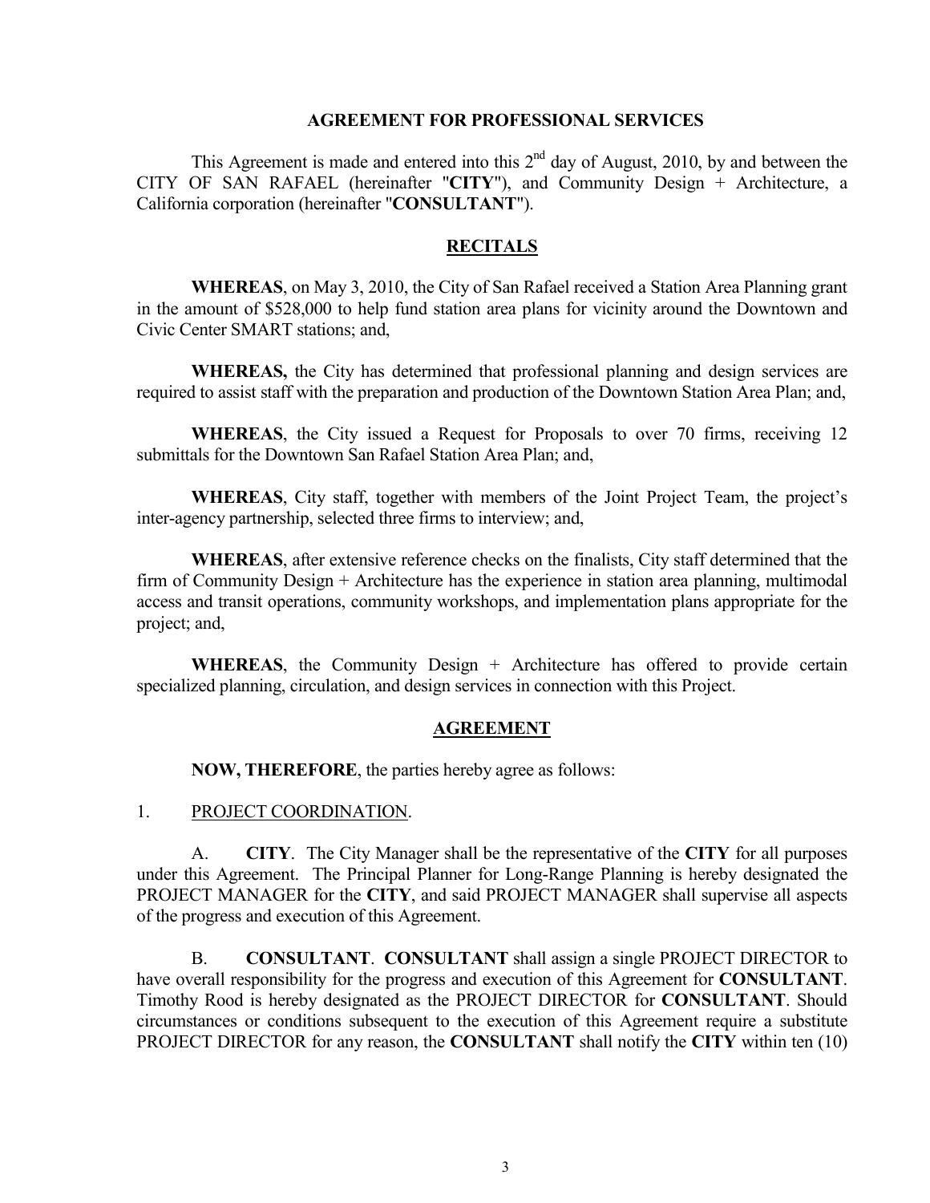## AGREEMENT FOR PROFESSIONAL SERVICES

This Agreement is made and entered into this 2nd day of August, 2010, by and between the CITY OF SAN RAFAEL (hereinafter "**CITY**"), and Community Design + Architecture, a California corporation (hereinafter "**CONSULTANT**").

## RECITALS

**WHEREAS**, on May 3, 2010, the City of San Rafael received a Station Area Planning grant in the amount of $528,000 to help fund station area plans for vicinity around the Downtown and Civic Center SMART stations; and,

**WHEREAS,** the City has determined that professional planning and design services are required to assist staff with the preparation and production of the Downtown Station Area Plan; and,

**WHEREAS**, the City issued a Request for Proposals to over 70 firms, receiving 12 submittals for the Downtown San Rafael Station Area Plan; and,

**WHEREAS**, City staff, together with members of the Joint Project Team, the project's inter-agency partnership, selected three firms to interview; and,

**WHEREAS**, after extensive reference checks on the finalists, City staff determined that the firm of Community Design + Architecture has the experience in station area planning, multimodal access and transit operations, community workshops, and implementation plans appropriate for the project; and,

**WHEREAS**, the Community Design + Architecture has offered to provide certain specialized planning, circulation, and design services in connection with this Project.

## AGREEMENT

**NOW, THEREFORE**, the parties hereby agree as follows:

1. PROJECT COORDINATION.

A. **CITY**. The City Manager shall be the representative of the **CITY** for all purposes under this Agreement. The Principal Planner for Long-Range Planning is hereby designated the PROJECT MANAGER for the **CITY**, and said PROJECT MANAGER shall supervise all aspects of the progress and execution of this Agreement.

B. **CONSULTANT**. **CONSULTANT** shall assign a single PROJECT DIRECTOR to have overall responsibility for the progress and execution of this Agreement for **CONSULTANT**. Timothy Rood is hereby designated as the PROJECT DIRECTOR for **CONSULTANT**. Should circumstances or conditions subsequent to the execution of this Agreement require a substitute PROJECT DIRECTOR for any reason, the **CONSULTANT** shall notify the **CITY** within ten (10)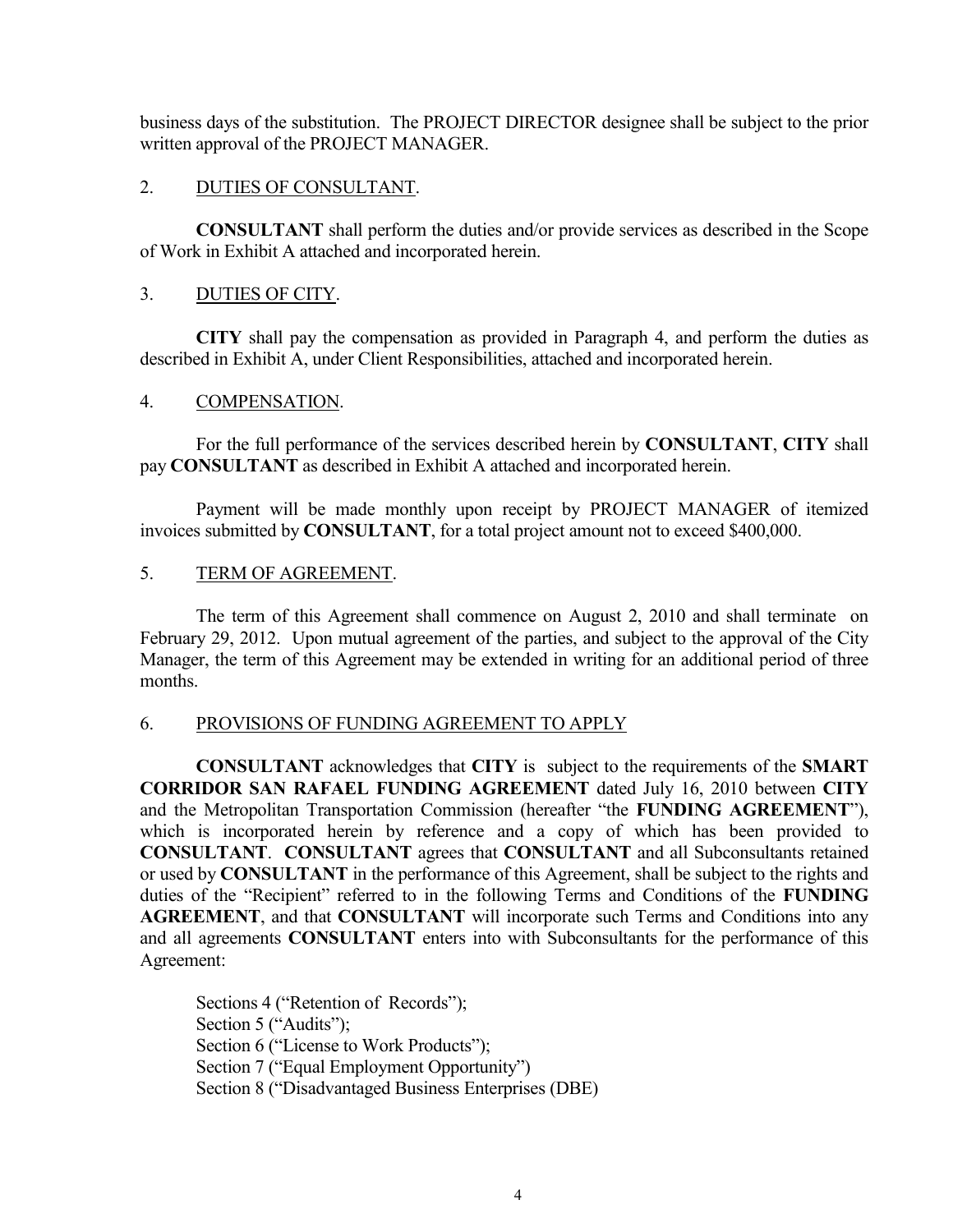business days of the substitution. The PROJECT DIRECTOR designee shall be subject to the prior written approval of the PROJECT MANAGER.

2. <u>DUTIES OF CONSULTANT</u>.

**CONSULTANT** shall perform the duties and/or provide services as described in the Scope of Work in Exhibit A attached and incorporated herein.

3. <u>DUTIES OF CITY</u>.

**CITY** shall pay the compensation as provided in Paragraph 4, and perform the duties as described in Exhibit A, under Client Responsibilities, attached and incorporated herein.

4. <u>COMPENSATION</u>.

For the full performance of the services described herein by **CONSULTANT**, **CITY** shall pay **CONSULTANT** as described in Exhibit A attached and incorporated herein.

Payment will be made monthly upon receipt by PROJECT MANAGER of itemized invoices submitted by **CONSULTANT**, for a total project amount not to exceed $400,000.

5. <u>TERM OF AGREEMENT</u>.

The term of this Agreement shall commence on August 2, 2010 and shall terminate on February 29, 2012. Upon mutual agreement of the parties, and subject to the approval of the City Manager, the term of this Agreement may be extended in writing for an additional period of three months.

6. <u>PROVISIONS OF FUNDING AGREEMENT TO APPLY</u>

**CONSULTANT** acknowledges that **CITY** is subject to the requirements of the **SMART CORRIDOR SAN RAFAEL FUNDING AGREEMENT** dated July 16, 2010 between **CITY** and the Metropolitan Transportation Commission (hereafter "the **FUNDING AGREEMENT**"), which is incorporated herein by reference and a copy of which has been provided to **CONSULTANT**. **CONSULTANT** agrees that **CONSULTANT** and all Subconsultants retained or used by **CONSULTANT** in the performance of this Agreement, shall be subject to the rights and duties of the "Recipient" referred to in the following Terms and Conditions of the **FUNDING AGREEMENT**, and that **CONSULTANT** will incorporate such Terms and Conditions into any and all agreements **CONSULTANT** enters into with Subconsultants for the performance of this Agreement:

Sections 4 ("Retention of Records");
Section 5 ("Audits");
Section 6 ("License to Work Products");
Section 7 ("Equal Employment Opportunity")
Section 8 ("Disadvantaged Business Enterprises (DBE)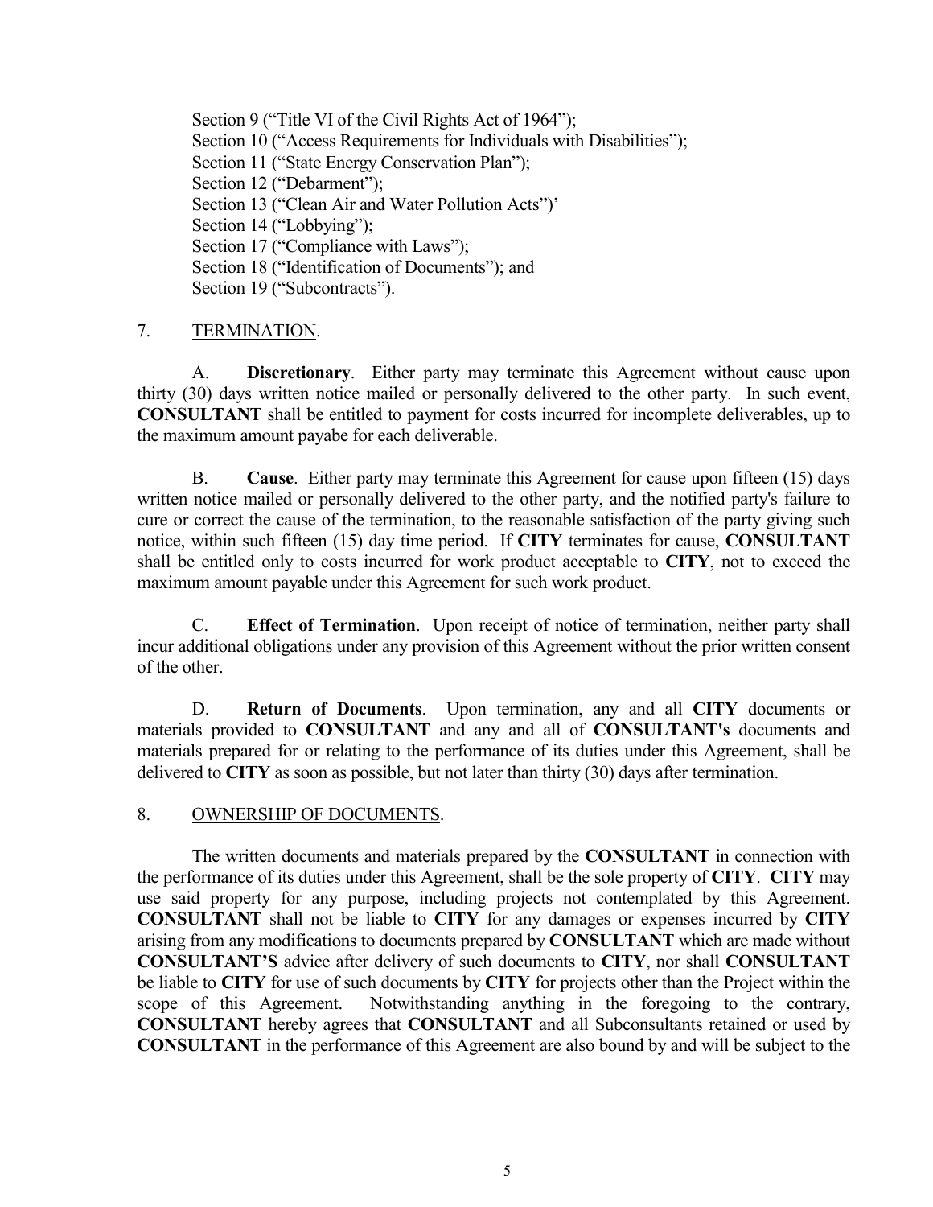Section 9 ("Title VI of the Civil Rights Act of 1964");
Section 10 ("Access Requirements for Individuals with Disabilities");
Section 11 ("State Energy Conservation Plan");
Section 12 ("Debarment");
Section 13 ("Clean Air and Water Pollution Acts")'
Section 14 ("Lobbying");
Section 17 ("Compliance with Laws");
Section 18 ("Identification of Documents"); and
Section 19 ("Subcontracts").

7. <u>TERMINATION</u>.

A. **Discretionary**. Either party may terminate this Agreement without cause upon thirty (30) days written notice mailed or personally delivered to the other party. In such event, **CONSULTANT** shall be entitled to payment for costs incurred for incomplete deliverables, up to the maximum amount payabe for each deliverable.

B. **Cause**. Either party may terminate this Agreement for cause upon fifteen (15) days written notice mailed or personally delivered to the other party, and the notified party's failure to cure or correct the cause of the termination, to the reasonable satisfaction of the party giving such notice, within such fifteen (15) day time period. If **CITY** terminates for cause, **CONSULTANT** shall be entitled only to costs incurred for work product acceptable to **CITY**, not to exceed the maximum amount payable under this Agreement for such work product.

C. **Effect of Termination**. Upon receipt of notice of termination, neither party shall incur additional obligations under any provision of this Agreement without the prior written consent of the other.

D. **Return of Documents**. Upon termination, any and all **CITY** documents or materials provided to **CONSULTANT** and any and all of **CONSULTANT's** documents and materials prepared for or relating to the performance of its duties under this Agreement, shall be delivered to **CITY** as soon as possible, but not later than thirty (30) days after termination.

8. <u>OWNERSHIP OF DOCUMENTS</u>.

The written documents and materials prepared by the **CONSULTANT** in connection with the performance of its duties under this Agreement, shall be the sole property of **CITY**. **CITY** may use said property for any purpose, including projects not contemplated by this Agreement. **CONSULTANT** shall not be liable to **CITY** for any damages or expenses incurred by **CITY** arising from any modifications to documents prepared by **CONSULTANT** which are made without **CONSULTANT'S** advice after delivery of such documents to **CITY**, nor shall **CONSULTANT** be liable to **CITY** for use of such documents by **CITY** for projects other than the Project within the scope of this Agreement. Notwithstanding anything in the foregoing to the contrary, **CONSULTANT** hereby agrees that **CONSULTANT** and all Subconsultants retained or used by **CONSULTANT** in the performance of this Agreement are also bound by and will be subject to the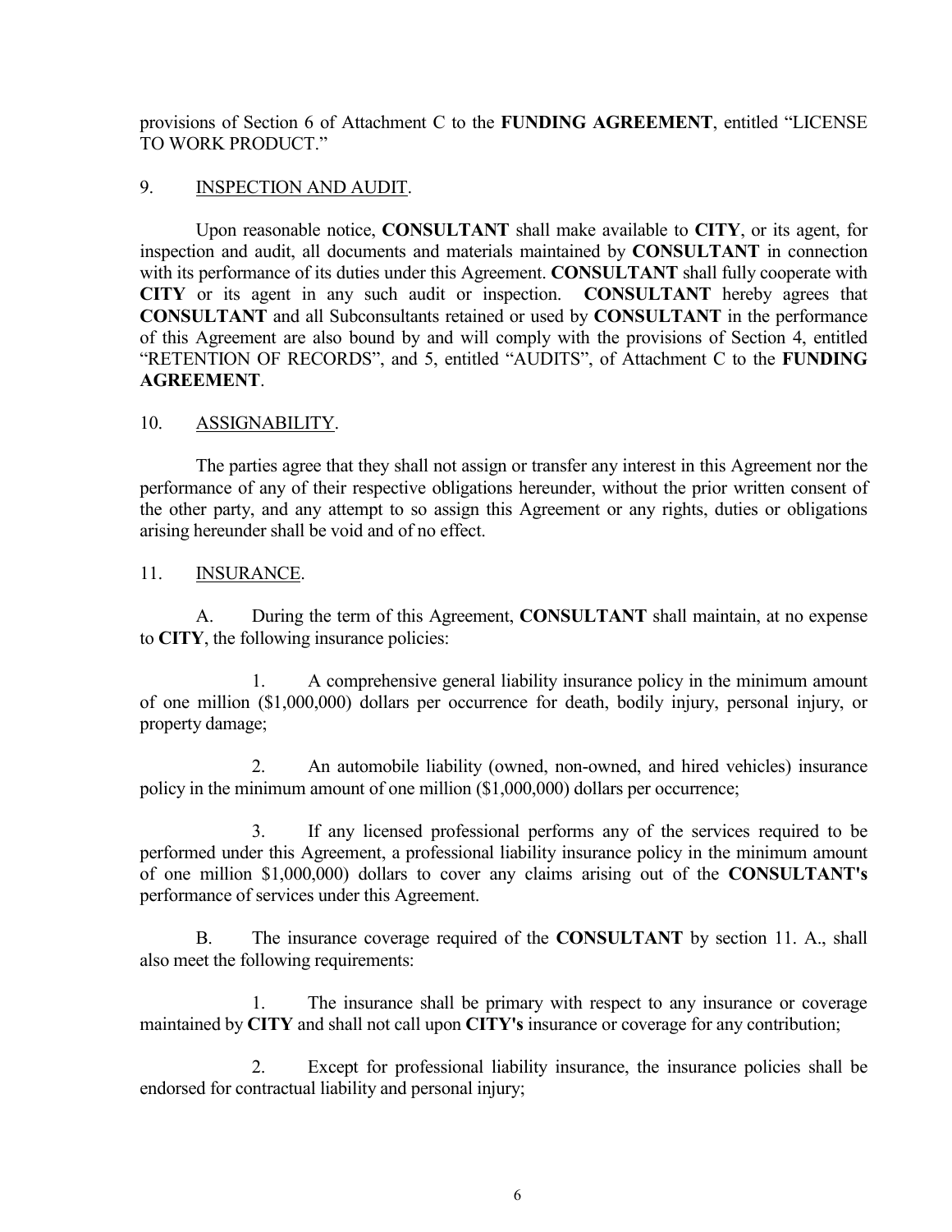provisions of Section 6 of Attachment C to the **FUNDING AGREEMENT**, entitled "LICENSE TO WORK PRODUCT."

9. INSPECTION AND AUDIT.

Upon reasonable notice, **CONSULTANT** shall make available to **CITY**, or its agent, for inspection and audit, all documents and materials maintained by **CONSULTANT** in connection with its performance of its duties under this Agreement. **CONSULTANT** shall fully cooperate with **CITY** or its agent in any such audit or inspection. **CONSULTANT** hereby agrees that **CONSULTANT** and all Subconsultants retained or used by **CONSULTANT** in the performance of this Agreement are also bound by and will comply with the provisions of Section 4, entitled "RETENTION OF RECORDS", and 5, entitled "AUDITS", of Attachment C to the **FUNDING AGREEMENT**.

10. ASSIGNABILITY.

The parties agree that they shall not assign or transfer any interest in this Agreement nor the performance of any of their respective obligations hereunder, without the prior written consent of the other party, and any attempt to so assign this Agreement or any rights, duties or obligations arising hereunder shall be void and of no effect.

11. INSURANCE.

A. During the term of this Agreement, **CONSULTANT** shall maintain, at no expense to **CITY**, the following insurance policies:

1. A comprehensive general liability insurance policy in the minimum amount of one million ($1,000,000) dollars per occurrence for death, bodily injury, personal injury, or property damage;

2. An automobile liability (owned, non-owned, and hired vehicles) insurance policy in the minimum amount of one million ($1,000,000) dollars per occurrence;

3. If any licensed professional performs any of the services required to be performed under this Agreement, a professional liability insurance policy in the minimum amount of one million $1,000,000) dollars to cover any claims arising out of the **CONSULTANT's** performance of services under this Agreement.

B. The insurance coverage required of the **CONSULTANT** by section 11. A., shall also meet the following requirements:

1. The insurance shall be primary with respect to any insurance or coverage maintained by **CITY** and shall not call upon **CITY's** insurance or coverage for any contribution;

2. Except for professional liability insurance, the insurance policies shall be endorsed for contractual liability and personal injury;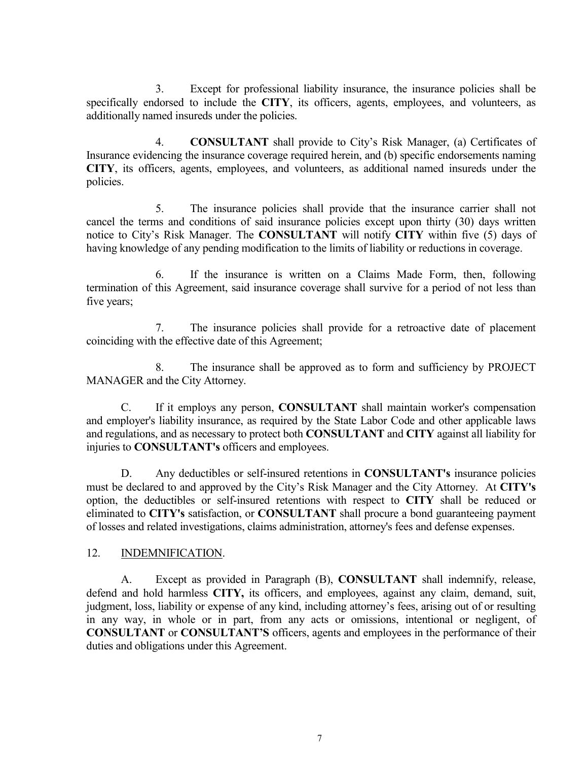3. Except for professional liability insurance, the insurance policies shall be specifically endorsed to include the **CITY**, its officers, agents, employees, and volunteers, as additionally named insureds under the policies.

4. **CONSULTANT** shall provide to City's Risk Manager, (a) Certificates of Insurance evidencing the insurance coverage required herein, and (b) specific endorsements naming **CITY**, its officers, agents, employees, and volunteers, as additional named insureds under the policies.

5. The insurance policies shall provide that the insurance carrier shall not cancel the terms and conditions of said insurance policies except upon thirty (30) days written notice to City's Risk Manager. The **CONSULTANT** will notify **CITY** within five (5) days of having knowledge of any pending modification to the limits of liability or reductions in coverage.

6. If the insurance is written on a Claims Made Form, then, following termination of this Agreement, said insurance coverage shall survive for a period of not less than five years;

7. The insurance policies shall provide for a retroactive date of placement coinciding with the effective date of this Agreement;

8. The insurance shall be approved as to form and sufficiency by PROJECT MANAGER and the City Attorney.

C. If it employs any person, **CONSULTANT** shall maintain worker's compensation and employer's liability insurance, as required by the State Labor Code and other applicable laws and regulations, and as necessary to protect both **CONSULTANT** and **CITY** against all liability for injuries to **CONSULTANT's** officers and employees.

D. Any deductibles or self-insured retentions in **CONSULTANT's** insurance policies must be declared to and approved by the City's Risk Manager and the City Attorney. At **CITY's** option, the deductibles or self-insured retentions with respect to **CITY** shall be reduced or eliminated to **CITY's** satisfaction, or **CONSULTANT** shall procure a bond guaranteeing payment of losses and related investigations, claims administration, attorney's fees and defense expenses.

12. INDEMNIFICATION.

A. Except as provided in Paragraph (B), **CONSULTANT** shall indemnify, release, defend and hold harmless **CITY,** its officers, and employees, against any claim, demand, suit, judgment, loss, liability or expense of any kind, including attorney's fees, arising out of or resulting in any way, in whole or in part, from any acts or omissions, intentional or negligent, of **CONSULTANT** or **CONSULTANT'S** officers, agents and employees in the performance of their duties and obligations under this Agreement.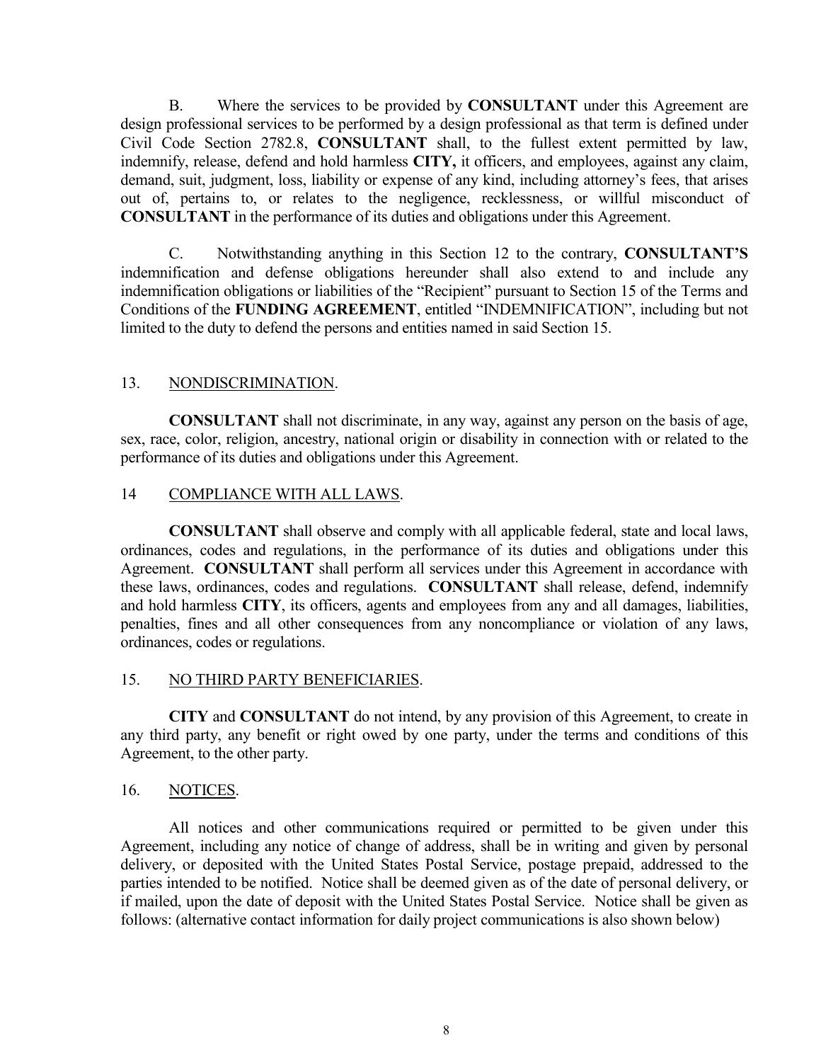B. Where the services to be provided by **CONSULTANT** under this Agreement are design professional services to be performed by a design professional as that term is defined under Civil Code Section 2782.8, **CONSULTANT** shall, to the fullest extent permitted by law, indemnify, release, defend and hold harmless **CITY,** it officers, and employees, against any claim, demand, suit, judgment, loss, liability or expense of any kind, including attorney's fees, that arises out of, pertains to, or relates to the negligence, recklessness, or willful misconduct of **CONSULTANT** in the performance of its duties and obligations under this Agreement.

C. Notwithstanding anything in this Section 12 to the contrary, **CONSULTANT'S** indemnification and defense obligations hereunder shall also extend to and include any indemnification obligations or liabilities of the "Recipient" pursuant to Section 15 of the Terms and Conditions of the **FUNDING AGREEMENT**, entitled "INDEMNIFICATION", including but not limited to the duty to defend the persons and entities named in said Section 15.

## 13. NONDISCRIMINATION.

**CONSULTANT** shall not discriminate, in any way, against any person on the basis of age, sex, race, color, religion, ancestry, national origin or disability in connection with or related to the performance of its duties and obligations under this Agreement.

## 14 COMPLIANCE WITH ALL LAWS.

**CONSULTANT** shall observe and comply with all applicable federal, state and local laws, ordinances, codes and regulations, in the performance of its duties and obligations under this Agreement. **CONSULTANT** shall perform all services under this Agreement in accordance with these laws, ordinances, codes and regulations. **CONSULTANT** shall release, defend, indemnify and hold harmless **CITY**, its officers, agents and employees from any and all damages, liabilities, penalties, fines and all other consequences from any noncompliance or violation of any laws, ordinances, codes or regulations.

## 15. NO THIRD PARTY BENEFICIARIES.

**CITY** and **CONSULTANT** do not intend, by any provision of this Agreement, to create in any third party, any benefit or right owed by one party, under the terms and conditions of this Agreement, to the other party.

## 16. NOTICES.

All notices and other communications required or permitted to be given under this Agreement, including any notice of change of address, shall be in writing and given by personal delivery, or deposited with the United States Postal Service, postage prepaid, addressed to the parties intended to be notified. Notice shall be deemed given as of the date of personal delivery, or if mailed, upon the date of deposit with the United States Postal Service. Notice shall be given as follows: (alternative contact information for daily project communications is also shown below)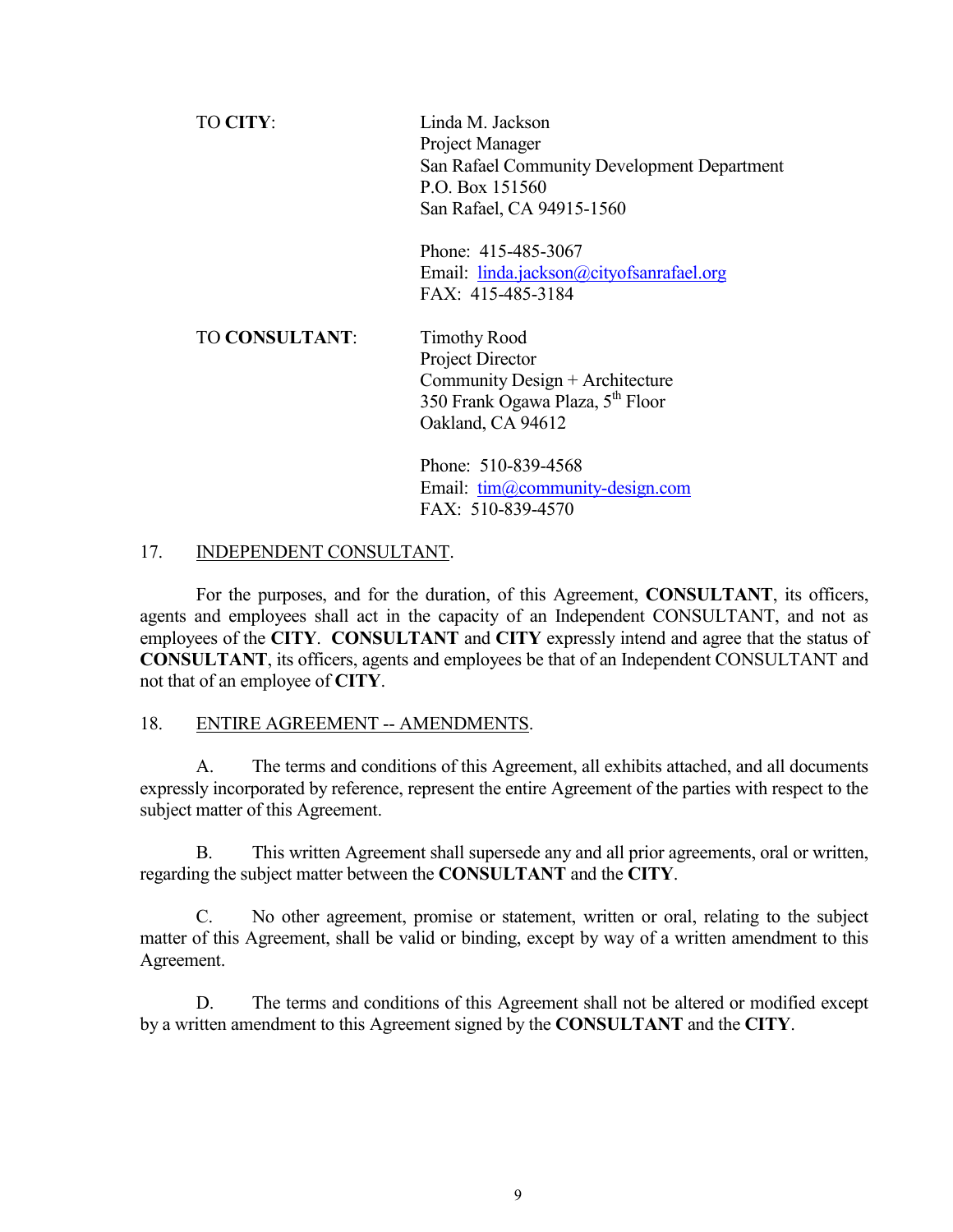TO **CITY**:

Linda M. Jackson
Project Manager
San Rafael Community Development Department
P.O. Box 151560
San Rafael, CA 94915-1560

Phone: 415-485-3067
Email: linda.jackson@cityofsanrafael.org
FAX: 415-485-3184

TO **CONSULTANT**:

Timothy Rood
Project Director
Community Design + Architecture
350 Frank Ogawa Plaza, 5th Floor
Oakland, CA 94612

Phone: 510-839-4568
Email: tim@community-design.com
FAX: 510-839-4570

17. INDEPENDENT CONSULTANT.

For the purposes, and for the duration, of this Agreement, **CONSULTANT**, its officers, agents and employees shall act in the capacity of an Independent CONSULTANT, and not as employees of the **CITY**. **CONSULTANT** and **CITY** expressly intend and agree that the status of **CONSULTANT**, its officers, agents and employees be that of an Independent CONSULTANT and not that of an employee of **CITY**.

18. ENTIRE AGREEMENT -- AMENDMENTS.

A. The terms and conditions of this Agreement, all exhibits attached, and all documents expressly incorporated by reference, represent the entire Agreement of the parties with respect to the subject matter of this Agreement.

B. This written Agreement shall supersede any and all prior agreements, oral or written, regarding the subject matter between the **CONSULTANT** and the **CITY**.

C. No other agreement, promise or statement, written or oral, relating to the subject matter of this Agreement, shall be valid or binding, except by way of a written amendment to this Agreement.

D. The terms and conditions of this Agreement shall not be altered or modified except by a written amendment to this Agreement signed by the **CONSULTANT** and the **CITY**.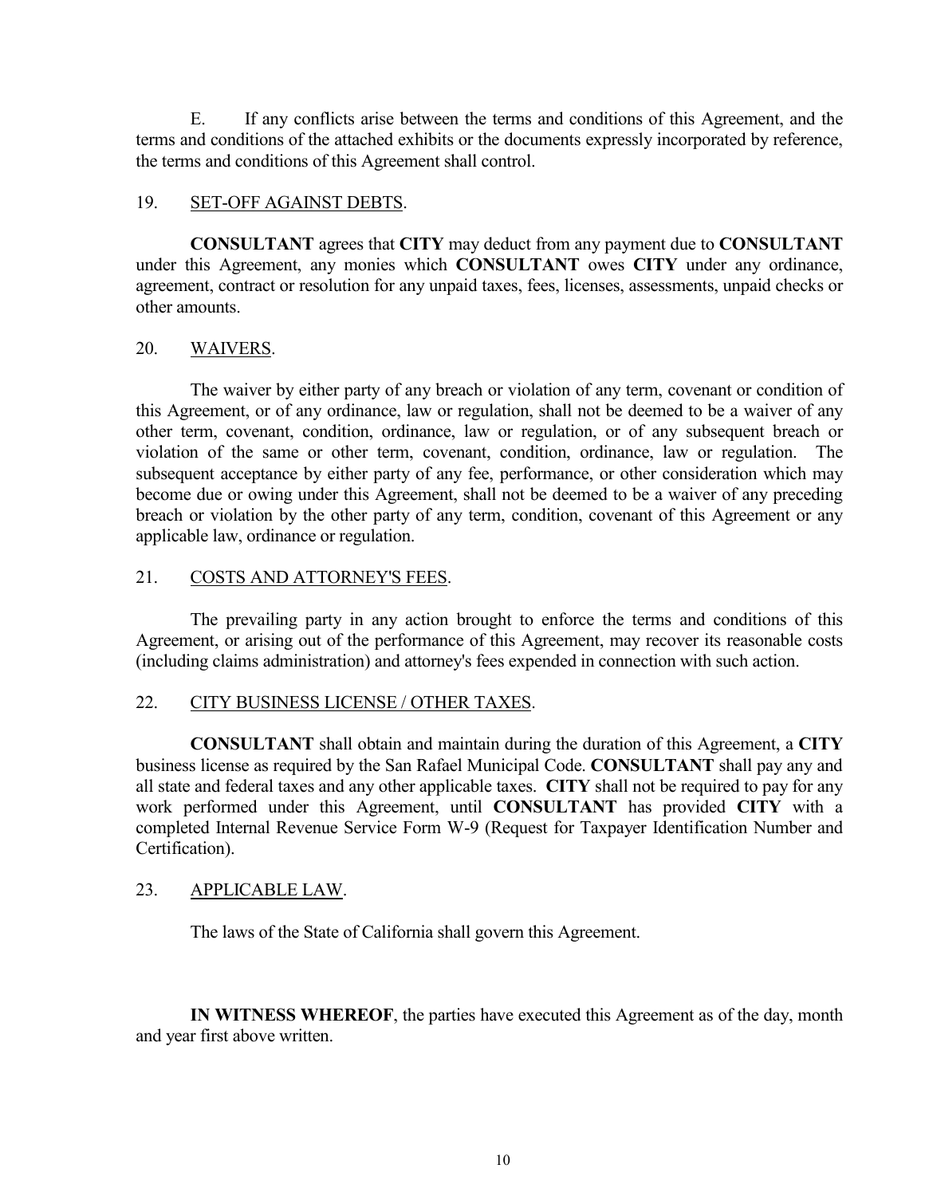E. If any conflicts arise between the terms and conditions of this Agreement, and the terms and conditions of the attached exhibits or the documents expressly incorporated by reference, the terms and conditions of this Agreement shall control.

## 19. SET-OFF AGAINST DEBTS.

**CONSULTANT** agrees that **CITY** may deduct from any payment due to **CONSULTANT** under this Agreement, any monies which **CONSULTANT** owes **CITY** under any ordinance, agreement, contract or resolution for any unpaid taxes, fees, licenses, assessments, unpaid checks or other amounts.

## 20. WAIVERS.

The waiver by either party of any breach or violation of any term, covenant or condition of this Agreement, or of any ordinance, law or regulation, shall not be deemed to be a waiver of any other term, covenant, condition, ordinance, law or regulation, or of any subsequent breach or violation of the same or other term, covenant, condition, ordinance, law or regulation. The subsequent acceptance by either party of any fee, performance, or other consideration which may become due or owing under this Agreement, shall not be deemed to be a waiver of any preceding breach or violation by the other party of any term, condition, covenant of this Agreement or any applicable law, ordinance or regulation.

## 21. COSTS AND ATTORNEY'S FEES.

The prevailing party in any action brought to enforce the terms and conditions of this Agreement, or arising out of the performance of this Agreement, may recover its reasonable costs (including claims administration) and attorney's fees expended in connection with such action.

## 22. CITY BUSINESS LICENSE / OTHER TAXES.

**CONSULTANT** shall obtain and maintain during the duration of this Agreement, a **CITY** business license as required by the San Rafael Municipal Code. **CONSULTANT** shall pay any and all state and federal taxes and any other applicable taxes. **CITY** shall not be required to pay for any work performed under this Agreement, until **CONSULTANT** has provided **CITY** with a completed Internal Revenue Service Form W-9 (Request for Taxpayer Identification Number and Certification).

## 23. APPLICABLE LAW.

The laws of the State of California shall govern this Agreement.

**IN WITNESS WHEREOF**, the parties have executed this Agreement as of the day, month and year first above written.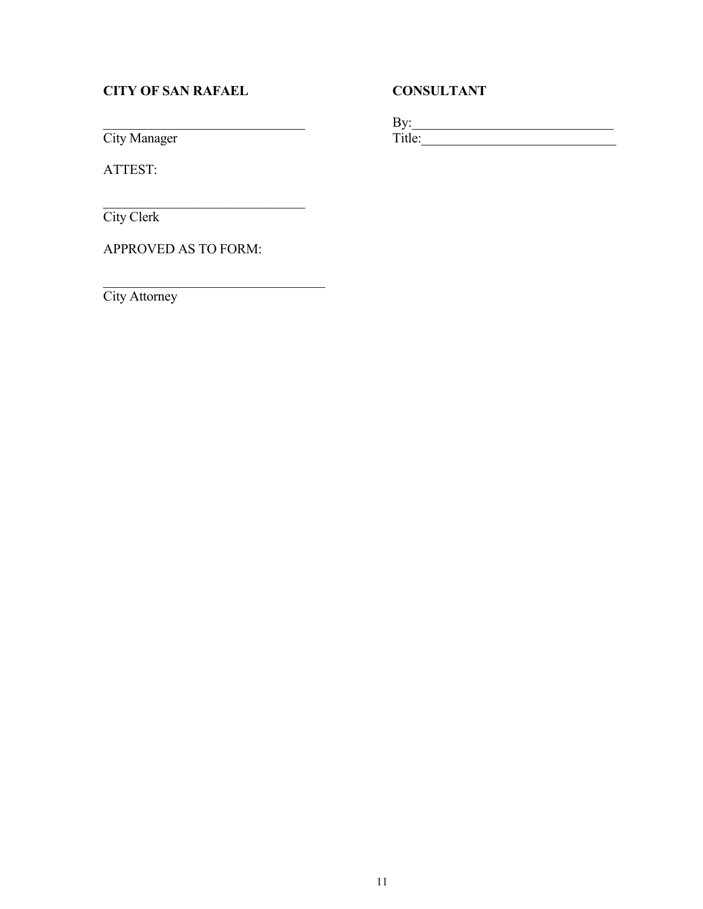**CITY OF SAN RAFAEL**

______________________________
City Manager

ATTEST:

______________________________
City Clerk

APPROVED AS TO FORM:

_________________________________
City Attorney

**CONSULTANT**

By:_____________________________
Title:___________________________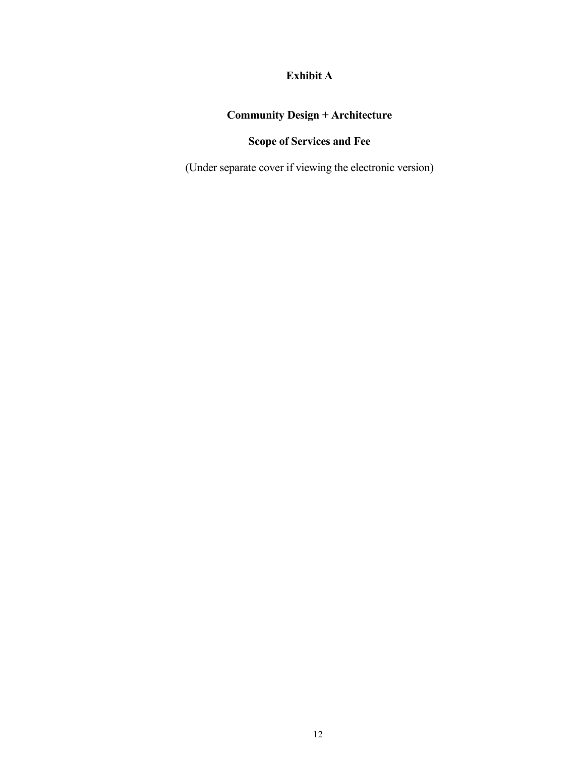# Exhibit A

## Community Design + Architecture

## Scope of Services and Fee

(Under separate cover if viewing the electronic version)